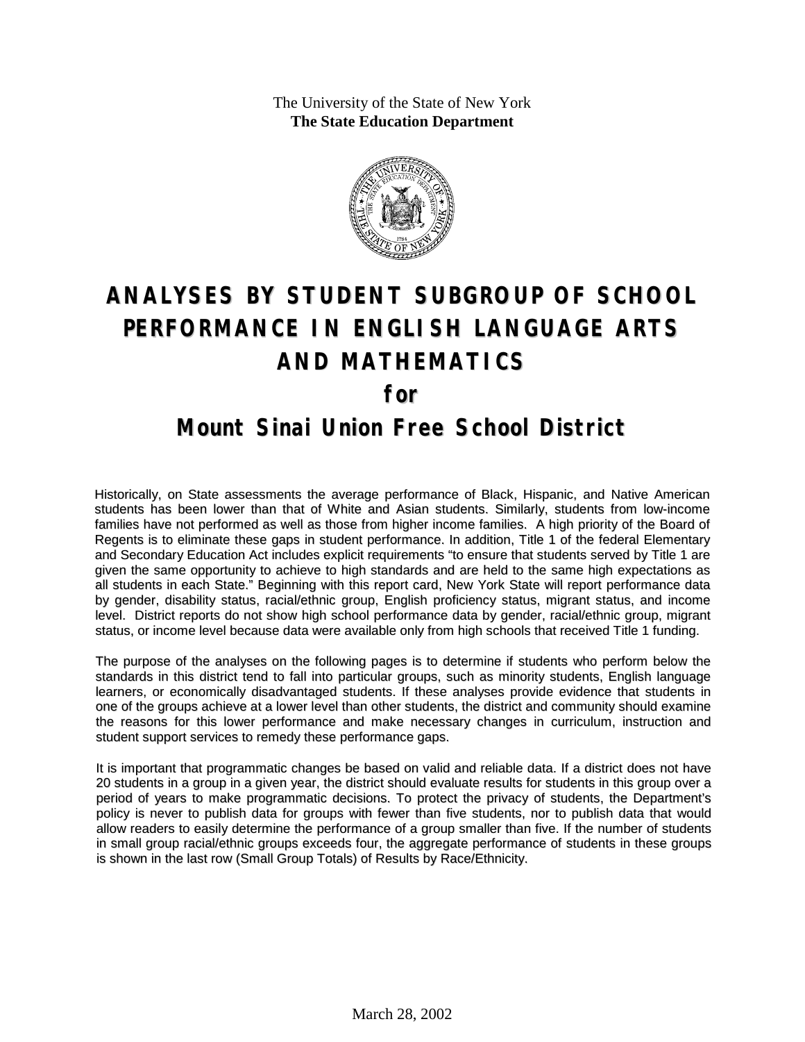The University of the State of New York
**The State Education Department**

# ANALYSES BY STUDENT SUBGROUP OF SCHOOL PERFORMANCE IN ENGLISH LANGUAGE ARTS AND MATHEMATICS

## for

## Mount Sinai Union Free School District

Historically, on State assessments the average performance of Black, Hispanic, and Native American students has been lower than that of White and Asian students. Similarly, students from low-income families have not performed as well as those from higher income families. A high priority of the Board of Regents is to eliminate these gaps in student performance. In addition, Title 1 of the federal Elementary and Secondary Education Act includes explicit requirements "to ensure that students served by Title 1 are given the same opportunity to achieve to high standards and are held to the same high expectations as all students in each State." Beginning with this report card, New York State will report performance data by gender, disability status, racial/ethnic group, English proficiency status, migrant status, and income level. District reports do not show high school performance data by gender, racial/ethnic group, migrant status, or income level because data were available only from high schools that received Title 1 funding.

The purpose of the analyses on the following pages is to determine if students who perform below the standards in this district tend to fall into particular groups, such as minority students, English language learners, or economically disadvantaged students. If these analyses provide evidence that students in one of the groups achieve at a lower level than other students, the district and community should examine the reasons for this lower performance and make necessary changes in curriculum, instruction and student support services to remedy these performance gaps.

It is important that programmatic changes be based on valid and reliable data. If a district does not have 20 students in a group in a given year, the district should evaluate results for students in this group over a period of years to make programmatic decisions. To protect the privacy of students, the Department's policy is never to publish data for groups with fewer than five students, nor to publish data that would allow readers to easily determine the performance of a group smaller than five. If the number of students in small group racial/ethnic groups exceeds four, the aggregate performance of students in these groups is shown in the last row (Small Group Totals) of Results by Race/Ethnicity.

March 28, 2002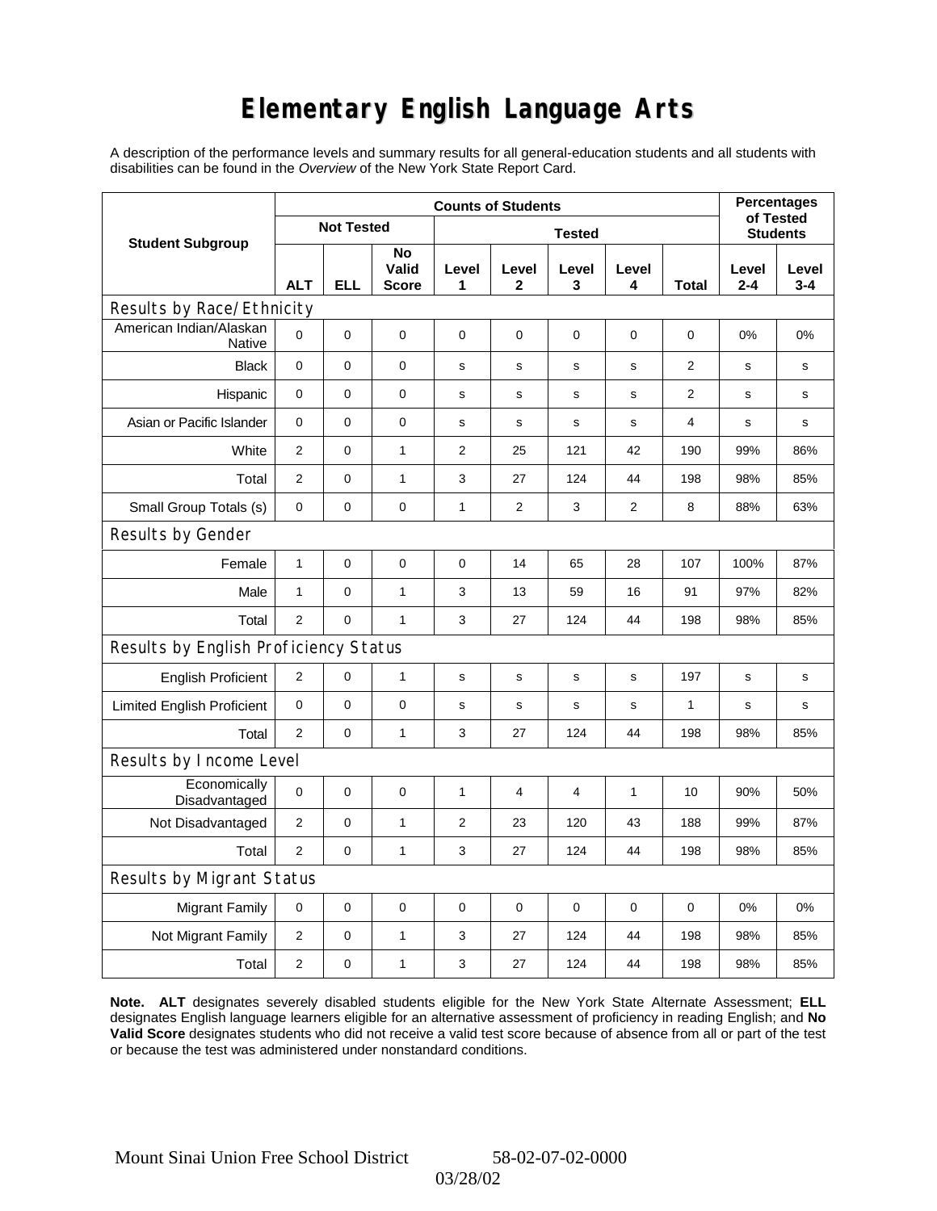# Elementary English Language Arts

A description of the performance levels and summary results for all general-education students and all students with disabilities can be found in the *Overview* of the New York State Report Card.

| Student Subgroup | Counts of Students | | | | | | | | Percentages of Tested Students | |
|---|---|---|---|---|---|---|---|---|---|---|
| | Not Tested | | | Tested | | | | | | |
| | ALT | ELL | No Valid Score | Level 1 | Level 2 | Level 3 | Level 4 | Total | Level 2-4 | Level 3-4 |
| **Results by Race/Ethnicity** | | | | | | | | | | |
| American Indian/Alaskan Native | 0 | 0 | 0 | 0 | 0 | 0 | 0 | 0 | 0% | 0% |
| Black | 0 | 0 | 0 | s | s | s | s | 2 | s | s |
| Hispanic | 0 | 0 | 0 | s | s | s | s | 2 | s | s |
| Asian or Pacific Islander | 0 | 0 | 0 | s | s | s | s | 4 | s | s |
| White | 2 | 0 | 1 | 2 | 25 | 121 | 42 | 190 | 99% | 86% |
| Total | 2 | 0 | 1 | 3 | 27 | 124 | 44 | 198 | 98% | 85% |
| Small Group Totals (s) | 0 | 0 | 0 | 1 | 2 | 3 | 2 | 8 | 88% | 63% |
| **Results by Gender** | | | | | | | | | | |
| Female | 1 | 0 | 0 | 0 | 14 | 65 | 28 | 107 | 100% | 87% |
| Male | 1 | 0 | 1 | 3 | 13 | 59 | 16 | 91 | 97% | 82% |
| Total | 2 | 0 | 1 | 3 | 27 | 124 | 44 | 198 | 98% | 85% |
| **Results by English Proficiency Status** | | | | | | | | | | |
| English Proficient | 2 | 0 | 1 | s | s | s | s | 197 | s | s |
| Limited English Proficient | 0 | 0 | 0 | s | s | s | s | 1 | s | s |
| Total | 2 | 0 | 1 | 3 | 27 | 124 | 44 | 198 | 98% | 85% |
| **Results by Income Level** | | | | | | | | | | |
| Economically Disadvantaged | 0 | 0 | 0 | 1 | 4 | 4 | 1 | 10 | 90% | 50% |
| Not Disadvantaged | 2 | 0 | 1 | 2 | 23 | 120 | 43 | 188 | 99% | 87% |
| Total | 2 | 0 | 1 | 3 | 27 | 124 | 44 | 198 | 98% | 85% |
| **Results by Migrant Status** | | | | | | | | | | |
| Migrant Family | 0 | 0 | 0 | 0 | 0 | 0 | 0 | 0 | 0% | 0% |
| Not Migrant Family | 2 | 0 | 1 | 3 | 27 | 124 | 44 | 198 | 98% | 85% |
| Total | 2 | 0 | 1 | 3 | 27 | 124 | 44 | 198 | 98% | 85% |

**Note. ALT** designates severely disabled students eligible for the New York State Alternate Assessment; **ELL** designates English language learners eligible for an alternative assessment of proficiency in reading English; and **No Valid Score** designates students who did not receive a valid test score because of absence from all or part of the test or because the test was administered under nonstandard conditions.

Mount Sinai Union Free School District 58-02-07-02-0000

03/28/02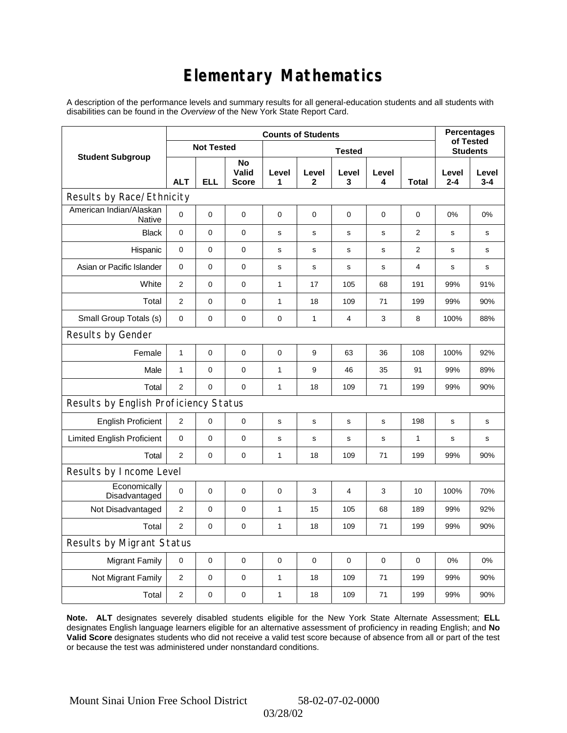# Elementary Mathematics

A description of the performance levels and summary results for all general-education students and all students with disabilities can be found in the *Overview* of the New York State Report Card.

| Student Subgroup | Counts of Students | | | | | | | | Percentages of Tested Students | |
|---|---|---|---|---|---|---|---|---|---|---|
| | Not Tested | | | Tested | | | | | | |
| | ALT | ELL | No Valid Score | Level 1 | Level 2 | Level 3 | Level 4 | Total | Level 2-4 | Level 3-4 |
| **Results by Race/Ethnicity** | | | | | | | | | | |
| American Indian/Alaskan Native | 0 | 0 | 0 | 0 | 0 | 0 | 0 | 0 | 0% | 0% |
| Black | 0 | 0 | 0 | s | s | s | s | 2 | s | s |
| Hispanic | 0 | 0 | 0 | s | s | s | s | 2 | s | s |
| Asian or Pacific Islander | 0 | 0 | 0 | s | s | s | s | 4 | s | s |
| White | 2 | 0 | 0 | 1 | 17 | 105 | 68 | 191 | 99% | 91% |
| Total | 2 | 0 | 0 | 1 | 18 | 109 | 71 | 199 | 99% | 90% |
| Small Group Totals (s) | 0 | 0 | 0 | 0 | 1 | 4 | 3 | 8 | 100% | 88% |
| **Results by Gender** | | | | | | | | | | |
| Female | 1 | 0 | 0 | 0 | 9 | 63 | 36 | 108 | 100% | 92% |
| Male | 1 | 0 | 0 | 1 | 9 | 46 | 35 | 91 | 99% | 89% |
| Total | 2 | 0 | 0 | 1 | 18 | 109 | 71 | 199 | 99% | 90% |
| **Results by English Proficiency Status** | | | | | | | | | | |
| English Proficient | 2 | 0 | 0 | s | s | s | s | 198 | s | s |
| Limited English Proficient | 0 | 0 | 0 | s | s | s | s | 1 | s | s |
| Total | 2 | 0 | 0 | 1 | 18 | 109 | 71 | 199 | 99% | 90% |
| **Results by Income Level** | | | | | | | | | | |
| Economically Disadvantaged | 0 | 0 | 0 | 0 | 3 | 4 | 3 | 10 | 100% | 70% |
| Not Disadvantaged | 2 | 0 | 0 | 1 | 15 | 105 | 68 | 189 | 99% | 92% |
| Total | 2 | 0 | 0 | 1 | 18 | 109 | 71 | 199 | 99% | 90% |
| **Results by Migrant Status** | | | | | | | | | | |
| Migrant Family | 0 | 0 | 0 | 0 | 0 | 0 | 0 | 0 | 0% | 0% |
| Not Migrant Family | 2 | 0 | 0 | 1 | 18 | 109 | 71 | 199 | 99% | 90% |
| Total | 2 | 0 | 0 | 1 | 18 | 109 | 71 | 199 | 99% | 90% |

**Note. ALT** designates severely disabled students eligible for the New York State Alternate Assessment; **ELL** designates English language learners eligible for an alternative assessment of proficiency in reading English; and **No Valid Score** designates students who did not receive a valid test score because of absence from all or part of the test or because the test was administered under nonstandard conditions.

Mount Sinai Union Free School District 58-02-07-02-0000

03/28/02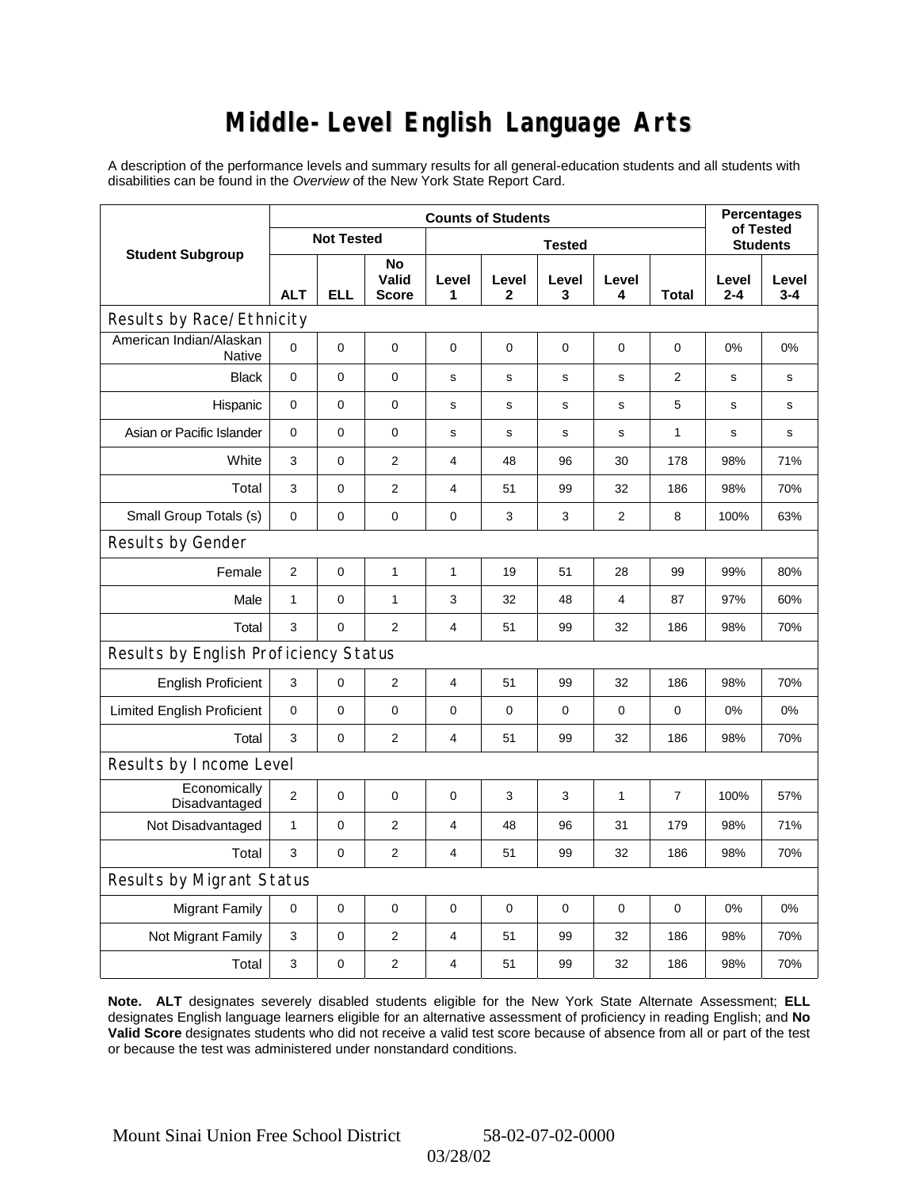# Middle-Level English Language Arts

A description of the performance levels and summary results for all general-education students and all students with disabilities can be found in the *Overview* of the New York State Report Card.

| Student Subgroup | Counts of Students | | | | | | | | Percentages of Tested Students | |
|---|---|---|---|---|---|---|---|---|---|---|
| | Not Tested | | | Tested | | | | | | |
| | ALT | ELL | No Valid Score | Level 1 | Level 2 | Level 3 | Level 4 | Total | Level 2-4 | Level 3-4 |
| **Results by Race/Ethnicity** | | | | | | | | | | |
| American Indian/Alaskan Native | 0 | 0 | 0 | 0 | 0 | 0 | 0 | 0 | 0% | 0% |
| Black | 0 | 0 | 0 | s | s | s | s | 2 | s | s |
| Hispanic | 0 | 0 | 0 | s | s | s | s | 5 | s | s |
| Asian or Pacific Islander | 0 | 0 | 0 | s | s | s | s | 1 | s | s |
| White | 3 | 0 | 2 | 4 | 48 | 96 | 30 | 178 | 98% | 71% |
| Total | 3 | 0 | 2 | 4 | 51 | 99 | 32 | 186 | 98% | 70% |
| Small Group Totals (s) | 0 | 0 | 0 | 0 | 3 | 3 | 2 | 8 | 100% | 63% |
| **Results by Gender** | | | | | | | | | | |
| Female | 2 | 0 | 1 | 1 | 19 | 51 | 28 | 99 | 99% | 80% |
| Male | 1 | 0 | 1 | 3 | 32 | 48 | 4 | 87 | 97% | 60% |
| Total | 3 | 0 | 2 | 4 | 51 | 99 | 32 | 186 | 98% | 70% |
| **Results by English Proficiency Status** | | | | | | | | | | |
| English Proficient | 3 | 0 | 2 | 4 | 51 | 99 | 32 | 186 | 98% | 70% |
| Limited English Proficient | 0 | 0 | 0 | 0 | 0 | 0 | 0 | 0 | 0% | 0% |
| Total | 3 | 0 | 2 | 4 | 51 | 99 | 32 | 186 | 98% | 70% |
| **Results by Income Level** | | | | | | | | | | |
| Economically Disadvantaged | 2 | 0 | 0 | 0 | 3 | 3 | 1 | 7 | 100% | 57% |
| Not Disadvantaged | 1 | 0 | 2 | 4 | 48 | 96 | 31 | 179 | 98% | 71% |
| Total | 3 | 0 | 2 | 4 | 51 | 99 | 32 | 186 | 98% | 70% |
| **Results by Migrant Status** | | | | | | | | | | |
| Migrant Family | 0 | 0 | 0 | 0 | 0 | 0 | 0 | 0 | 0% | 0% |
| Not Migrant Family | 3 | 0 | 2 | 4 | 51 | 99 | 32 | 186 | 98% | 70% |
| Total | 3 | 0 | 2 | 4 | 51 | 99 | 32 | 186 | 98% | 70% |

**Note. ALT** designates severely disabled students eligible for the New York State Alternate Assessment; **ELL** designates English language learners eligible for an alternative assessment of proficiency in reading English; and **No Valid Score** designates students who did not receive a valid test score because of absence from all or part of the test or because the test was administered under nonstandard conditions.

Mount Sinai Union Free School District 58-02-07-02-0000

03/28/02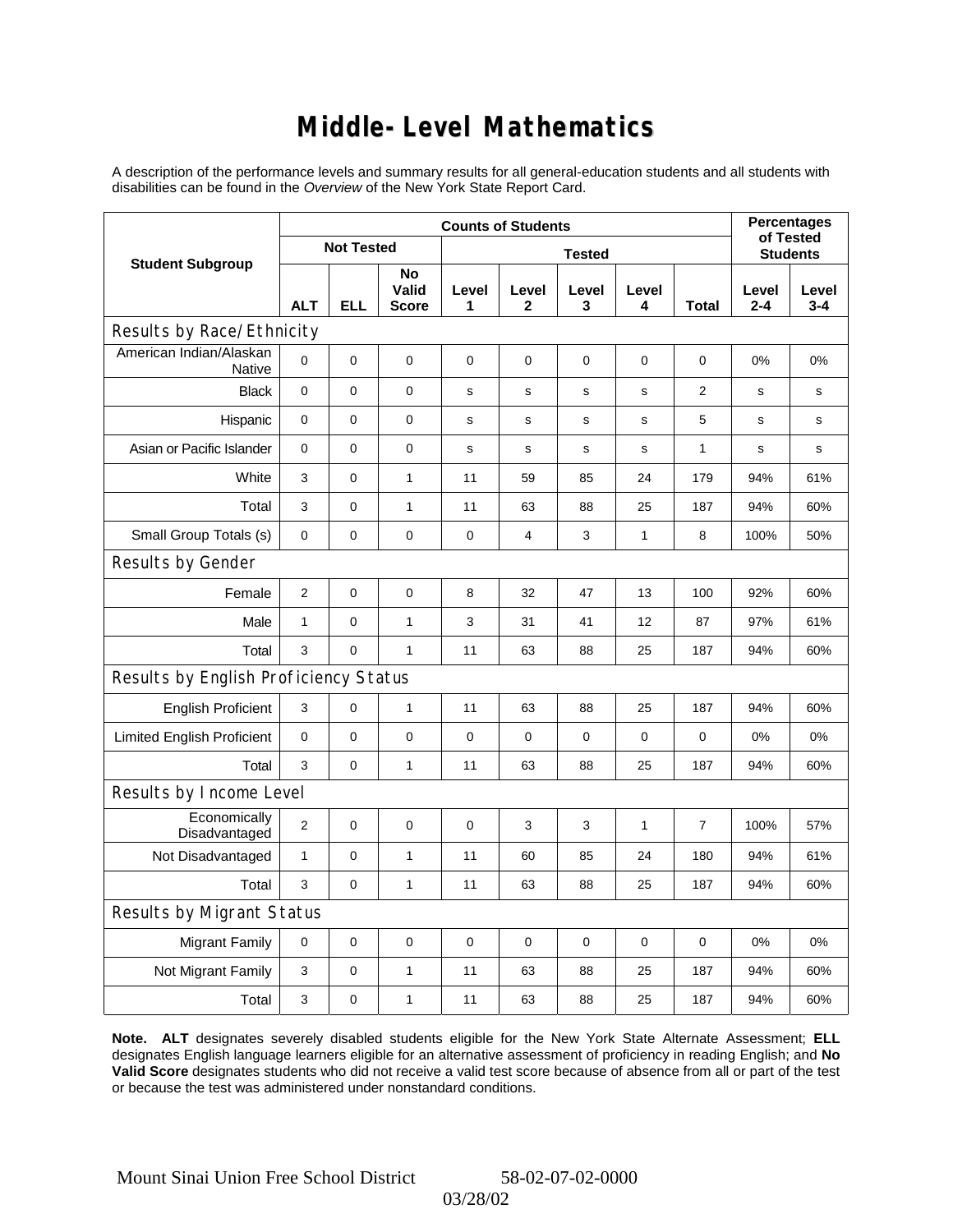# Middle-Level Mathematics

A description of the performance levels and summary results for all general-education students and all students with disabilities can be found in the *Overview* of the New York State Report Card.

| Student Subgroup | Counts of Students | | | | | | | | Percentages of Tested Students | |
|---|---|---|---|---|---|---|---|---|---|---|
| | Not Tested | | | Tested | | | | | | |
| | ALT | ELL | No Valid Score | Level 1 | Level 2 | Level 3 | Level 4 | Total | Level 2-4 | Level 3-4 |
| **Results by Race/Ethnicity** | | | | | | | | | | |
| American Indian/Alaskan Native | 0 | 0 | 0 | 0 | 0 | 0 | 0 | 0 | 0% | 0% |
| Black | 0 | 0 | 0 | s | s | s | s | 2 | s | s |
| Hispanic | 0 | 0 | 0 | s | s | s | s | 5 | s | s |
| Asian or Pacific Islander | 0 | 0 | 0 | s | s | s | s | 1 | s | s |
| White | 3 | 0 | 1 | 11 | 59 | 85 | 24 | 179 | 94% | 61% |
| Total | 3 | 0 | 1 | 11 | 63 | 88 | 25 | 187 | 94% | 60% |
| Small Group Totals (s) | 0 | 0 | 0 | 0 | 4 | 3 | 1 | 8 | 100% | 50% |
| **Results by Gender** | | | | | | | | | | |
| Female | 2 | 0 | 0 | 8 | 32 | 47 | 13 | 100 | 92% | 60% |
| Male | 1 | 0 | 1 | 3 | 31 | 41 | 12 | 87 | 97% | 61% |
| Total | 3 | 0 | 1 | 11 | 63 | 88 | 25 | 187 | 94% | 60% |
| **Results by English Proficiency Status** | | | | | | | | | | |
| English Proficient | 3 | 0 | 1 | 11 | 63 | 88 | 25 | 187 | 94% | 60% |
| Limited English Proficient | 0 | 0 | 0 | 0 | 0 | 0 | 0 | 0 | 0% | 0% |
| Total | 3 | 0 | 1 | 11 | 63 | 88 | 25 | 187 | 94% | 60% |
| **Results by Income Level** | | | | | | | | | | |
| Economically Disadvantaged | 2 | 0 | 0 | 0 | 3 | 3 | 1 | 7 | 100% | 57% |
| Not Disadvantaged | 1 | 0 | 1 | 11 | 60 | 85 | 24 | 180 | 94% | 61% |
| Total | 3 | 0 | 1 | 11 | 63 | 88 | 25 | 187 | 94% | 60% |
| **Results by Migrant Status** | | | | | | | | | | |
| Migrant Family | 0 | 0 | 0 | 0 | 0 | 0 | 0 | 0 | 0% | 0% |
| Not Migrant Family | 3 | 0 | 1 | 11 | 63 | 88 | 25 | 187 | 94% | 60% |
| Total | 3 | 0 | 1 | 11 | 63 | 88 | 25 | 187 | 94% | 60% |

**Note. ALT** designates severely disabled students eligible for the New York State Alternate Assessment; **ELL** designates English language learners eligible for an alternative assessment of proficiency in reading English; and **No Valid Score** designates students who did not receive a valid test score because of absence from all or part of the test or because the test was administered under nonstandard conditions.

Mount Sinai Union Free School District 58-02-07-02-0000

03/28/02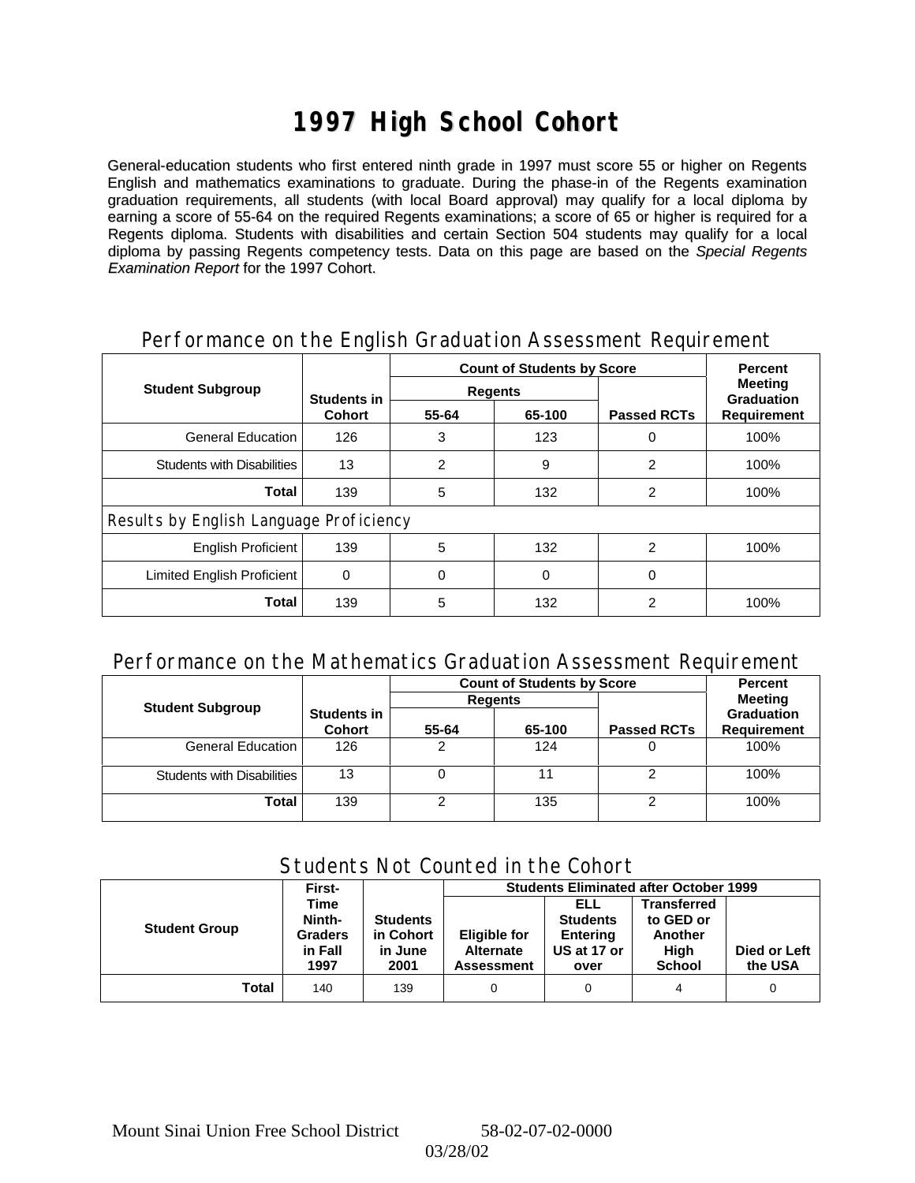# 1997 High School Cohort

General-education students who first entered ninth grade in 1997 must score 55 or higher on Regents English and mathematics examinations to graduate. During the phase-in of the Regents examination graduation requirements, all students (with local Board approval) may qualify for a local diploma by earning a score of 55-64 on the required Regents examinations; a score of 65 or higher is required for a Regents diploma. Students with disabilities and certain Section 504 students may qualify for a local diploma by passing Regents competency tests. Data on this page are based on the *Special Regents Examination Report* for the 1997 Cohort.

## Performance on the English Graduation Assessment Requirement

| Student Subgroup | Students in Cohort | Count of Students by Score | | | Percent Meeting Graduation Requirement |
|---|---|---|---|---|---|
| | | Regents | | | |
| | | 55-64 | 65-100 | Passed RCTs | |
| General Education | 126 | 3 | 123 | 0 | 100% |
| Students with Disabilities | 13 | 2 | 9 | 2 | 100% |
| **Total** | 139 | 5 | 132 | 2 | 100% |
| Results by English Language Proficiency | | | | | |
| English Proficient | 139 | 5 | 132 | 2 | 100% |
| Limited English Proficient | 0 | 0 | 0 | 0 | |
| **Total** | 139 | 5 | 132 | 2 | 100% |

## Performance on the Mathematics Graduation Assessment Requirement

| Student Subgroup | Students in Cohort | Count of Students by Score | | | Percent Meeting Graduation Requirement |
|---|---|---|---|---|---|
| | | Regents | | | |
| | | 55-64 | 65-100 | Passed RCTs | |
| General Education | 126 | 2 | 124 | 0 | 100% |
| Students with Disabilities | 13 | 0 | 11 | 2 | 100% |
| **Total** | 139 | 2 | 135 | 2 | 100% |

## Students Not Counted in the Cohort

| Student Group | First-Time Ninth-Graders in Fall 1997 | Students in Cohort in June 2001 | Students Eliminated after October 1999 | | | |
|---|---|---|---|---|---|---|
| | | | Eligible for Alternate Assessment | ELL Students Entering US at 17 or over | Transferred to GED or Another High School | Died or Left the USA |
| **Total** | 140 | 139 | 0 | 0 | 4 | 0 |

Mount Sinai Union Free School District 58-02-07-02-0000

03/28/02